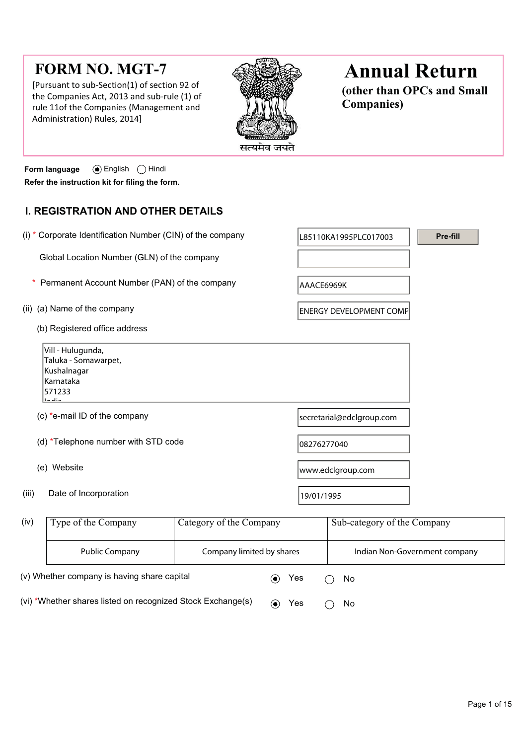# FORM NO. MGT-7

[Pursuant to sub-Section(1) of section 92 of the Companies Act, 2013 and sub-rule (1) of rule 11of the Companies (Management and Administration) Rules, 2014]

सत्यमेव जयते

# Annual Return

**(other than OPCs and Small Companies)**

**Form language** (●) English ( ) Hindi

**Refer the instruction kit for filing the form.**

## I. REGISTRATION AND OTHER DETAILS

(i) * Corporate Identification Number (CIN) of the company: L85110KA1995PLC017003 [Pre-fill]

Global Location Number (GLN) of the company:

\* Permanent Account Number (PAN) of the company: AAACE6969K

(ii) (a) Name of the company: ENERGY DEVELOPMENT COMP

(b) Registered office address

Vill - Hulugunda,
Taluka - Somawarpet,
Kushalnagar
Karnataka
571233
India

(c) *e-mail ID of the company: secretarial@edclgroup.com

(d) *Telephone number with STD code: 08276277040

(e) Website: www.edclgroup.com

(iii) Date of Incorporation: 19/01/1995

(iv)

| Type of the Company | Category of the Company | Sub-category of the Company |
|---|---|---|
| Public Company | Company limited by shares | Indian Non-Government company |

(v) Whether company is having share capital (●) Yes ( ) No

(vi) *Whether shares listed on recognized Stock Exchange(s) (●) Yes ( ) No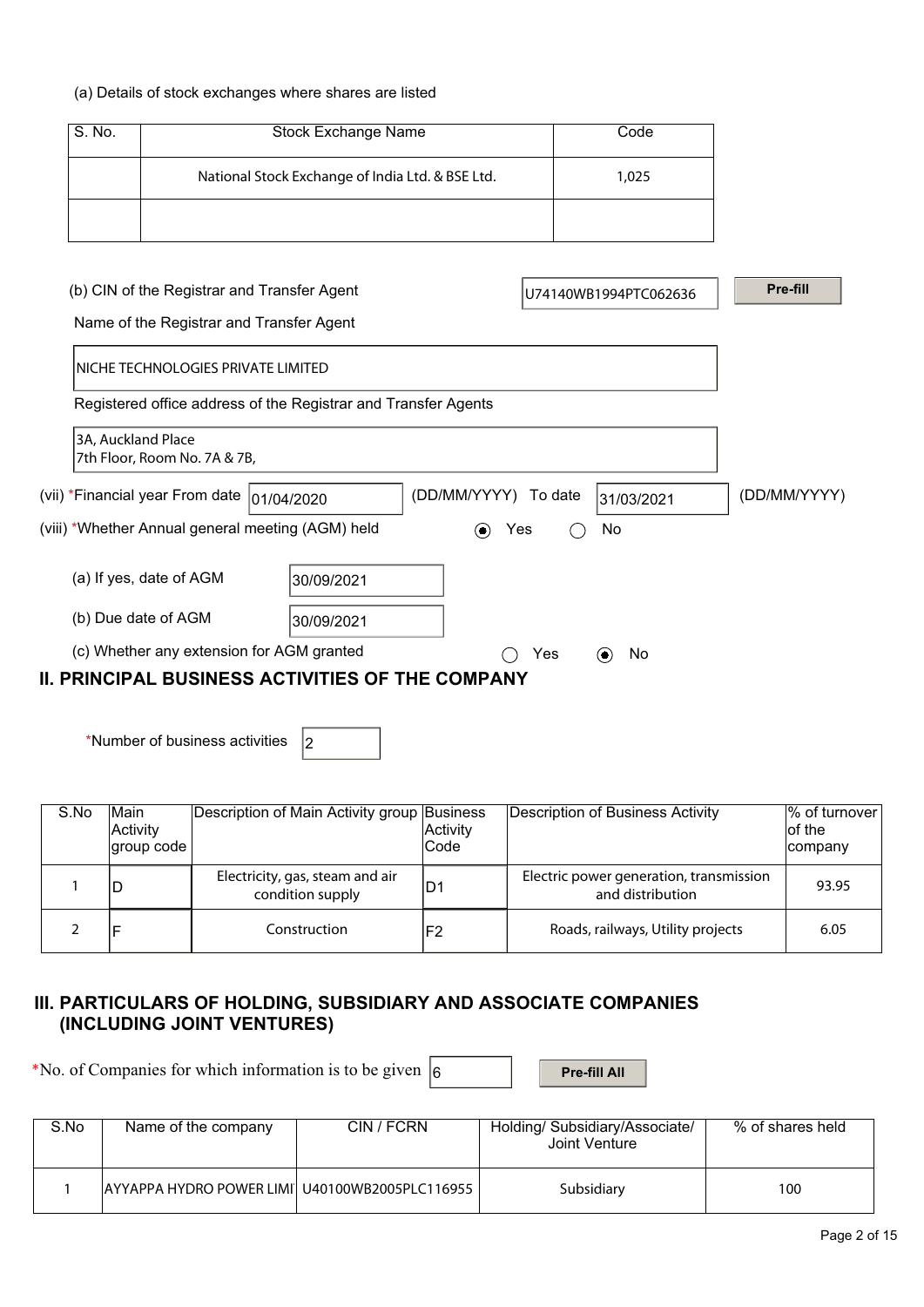(a) Details of stock exchanges where shares are listed

| S. No. | Stock Exchange Name | Code |
|---|---|---|
| | National Stock Exchange of India Ltd. & BSE Ltd. | 1,025 |
| | | |

(b) CIN of the Registrar and Transfer Agent U74140WB1994PTC062636 Pre-fill

Name of the Registrar and Transfer Agent

NICHE TECHNOLOGIES PRIVATE LIMITED

Registered office address of the Registrar and Transfer Agents

3A, Auckland Place
7th Floor, Room No. 7A & 7B,

(vii) *Financial year From date 01/04/2020 (DD/MM/YYYY) To date 31/03/2021 (DD/MM/YYYY)

(viii) *Whether Annual general meeting (AGM) held ◉ Yes ◯ No

(a) If yes, date of AGM 30/09/2021

(b) Due date of AGM 30/09/2021

(c) Whether any extension for AGM granted ◯ Yes ◉ No

## II. PRINCIPAL BUSINESS ACTIVITIES OF THE COMPANY

*Number of business activities 2

| S.No | Main Activity group code | Description of Main Activity group | Business Activity Code | Description of Business Activity | % of turnover of the company |
|---|---|---|---|---|---|
| 1 | D | Electricity, gas, steam and air condition supply | D1 | Electric power generation, transmission and distribution | 93.95 |
| 2 | F | Construction | F2 | Roads, railways, Utility projects | 6.05 |

## III. PARTICULARS OF HOLDING, SUBSIDIARY AND ASSOCIATE COMPANIES (INCLUDING JOINT VENTURES)

*No. of Companies for which information is to be given 6 Pre-fill All

| S.No | Name of the company | CIN / FCRN | Holding/ Subsidiary/Associate/ Joint Venture | % of shares held |
|---|---|---|---|---|
| 1 | AYYAPPA HYDRO POWER LIMI | U40100WB2005PLC116955 | Subsidiary | 100 |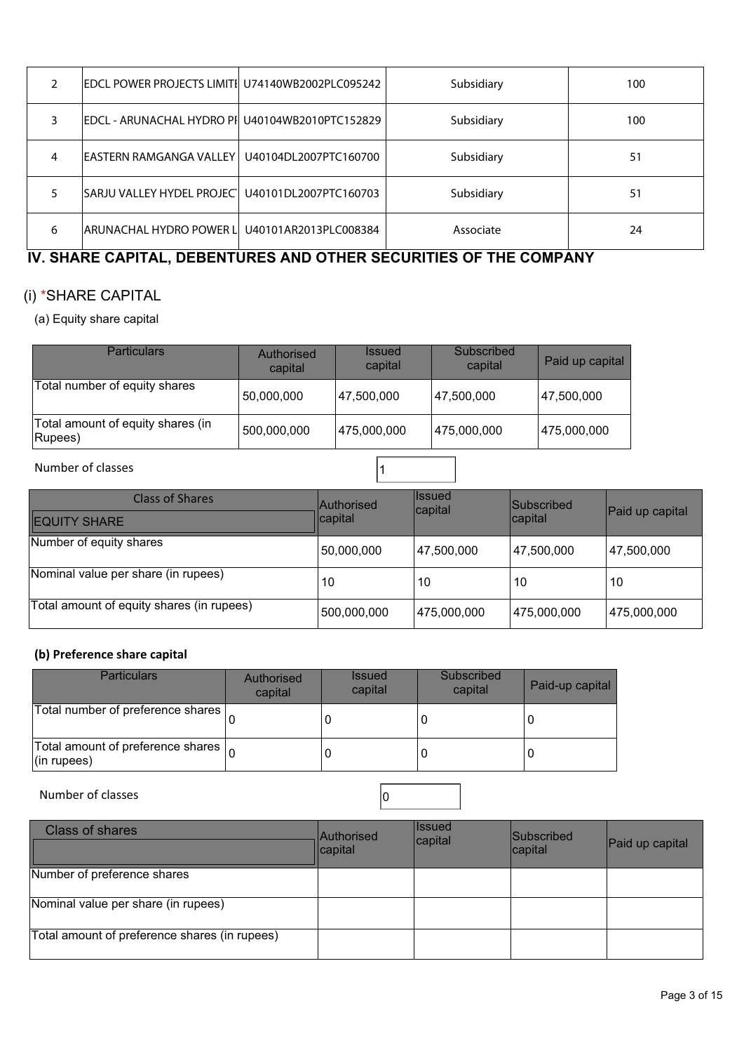| 2 | EDCL POWER PROJECTS LIMITI | U74140WB2002PLC095242 | Subsidiary | 100 |
|---|---|---|---|---|
| 3 | EDCL - ARUNACHAL HYDRO PI | U40104WB2010PTC152829 | Subsidiary | 100 |
| 4 | EASTERN RAMGANGA VALLEY | U40104DL2007PTC160700 | Subsidiary | 51 |
| 5 | SARJU VALLEY HYDEL PROJECT | U40101DL2007PTC160703 | Subsidiary | 51 |
| 6 | ARUNACHAL HYDRO POWER L | U40101AR2013PLC008384 | Associate | 24 |

## IV. SHARE CAPITAL, DEBENTURES AND OTHER SECURITIES OF THE COMPANY

### (i) *SHARE CAPITAL

(a) Equity share capital

| Particulars | Authorised capital | Issued capital | Subscribed capital | Paid up capital |
|---|---|---|---|---|
| Total number of equity shares | 50,000,000 | 47,500,000 | 47,500,000 | 47,500,000 |
| Total amount of equity shares (in Rupees) | 500,000,000 | 475,000,000 | 475,000,000 | 475,000,000 |

Number of classes: 1

| Class of Shares<br>EQUITY SHARE | Authorised capital | Issued capital | Subscribed capital | Paid up capital |
|---|---|---|---|---|
| Number of equity shares | 50,000,000 | 47,500,000 | 47,500,000 | 47,500,000 |
| Nominal value per share (in rupees) | 10 | 10 | 10 | 10 |
| Total amount of equity shares (in rupees) | 500,000,000 | 475,000,000 | 475,000,000 | 475,000,000 |

**(b) Preference share capital**

| Particulars | Authorised capital | Issued capital | Subscribed capital | Paid-up capital |
|---|---|---|---|---|
| Total number of preference shares | 0 | 0 | 0 | 0 |
| Total amount of preference shares (in rupees) | 0 | 0 | 0 | 0 |

Number of classes: 0

| Class of shares | Authorised capital | Issued capital | Subscribed capital | Paid up capital |
|---|---|---|---|---|
| Number of preference shares | | | | |
| Nominal value per share (in rupees) | | | | |
| Total amount of preference shares (in rupees) | | | | |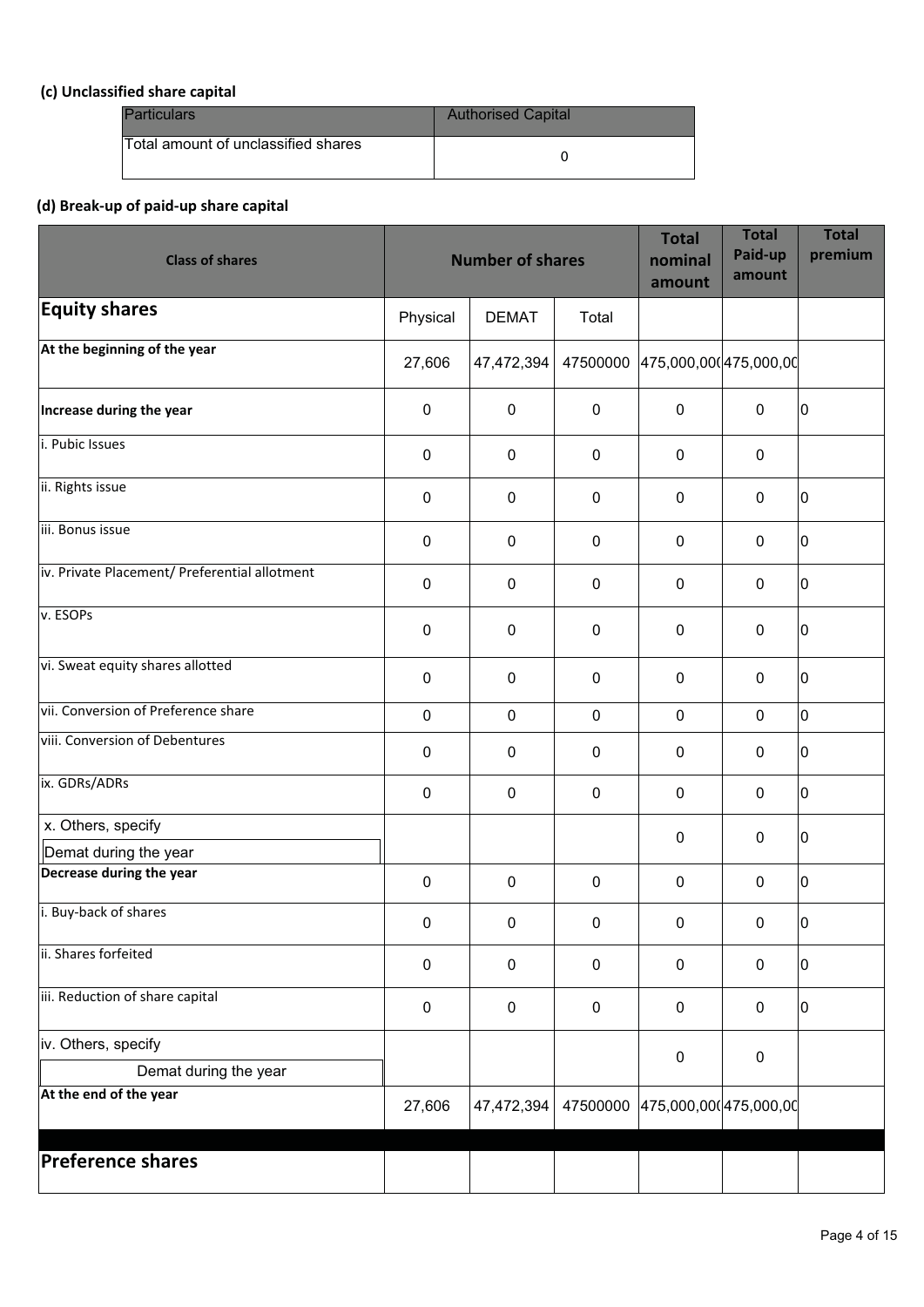### (c) Unclassified share capital

| Particulars | Authorised Capital |
| --- | --- |
| Total amount of unclassified shares | 0 |

### (d) Break-up of paid-up share capital

| Class of shares | Number of shares | | | Total nominal amount | Total Paid-up amount | Total premium |
| --- | --- | --- | --- | --- | --- | --- |
| **Equity shares** | Physical | DEMAT | Total | | | |
| **At the beginning of the year** | 27,606 | 47,472,394 | 47500000 | 475,000,00( | 475,000,00 | |
| **Increase during the year** | 0 | 0 | 0 | 0 | 0 | 0 |
| i. Pubic Issues | 0 | 0 | 0 | 0 | 0 | |
| ii. Rights issue | 0 | 0 | 0 | 0 | 0 | 0 |
| iii. Bonus issue | 0 | 0 | 0 | 0 | 0 | 0 |
| iv. Private Placement/ Preferential allotment | 0 | 0 | 0 | 0 | 0 | 0 |
| v. ESOPs | 0 | 0 | 0 | 0 | 0 | 0 |
| vi. Sweat equity shares allotted | 0 | 0 | 0 | 0 | 0 | 0 |
| vii. Conversion of Preference share | 0 | 0 | 0 | 0 | 0 | 0 |
| viii. Conversion of Debentures | 0 | 0 | 0 | 0 | 0 | 0 |
| ix. GDRs/ADRs | 0 | 0 | 0 | 0 | 0 | 0 |
| x. Others, specify<br>Demat during the year | | | | 0 | 0 | 0 |
| **Decrease during the year** | 0 | 0 | 0 | 0 | 0 | 0 |
| i. Buy-back of shares | 0 | 0 | 0 | 0 | 0 | 0 |
| ii. Shares forfeited | 0 | 0 | 0 | 0 | 0 | 0 |
| iii. Reduction of share capital | 0 | 0 | 0 | 0 | 0 | 0 |
| iv. Others, specify<br>Demat during the year | | | | 0 | 0 | |
| **At the end of the year** | 27,606 | 47,472,394 | 47500000 | 475,000,00( | 475,000,00 | |
| | | | | | | |
| **Preference shares** | | | | | | |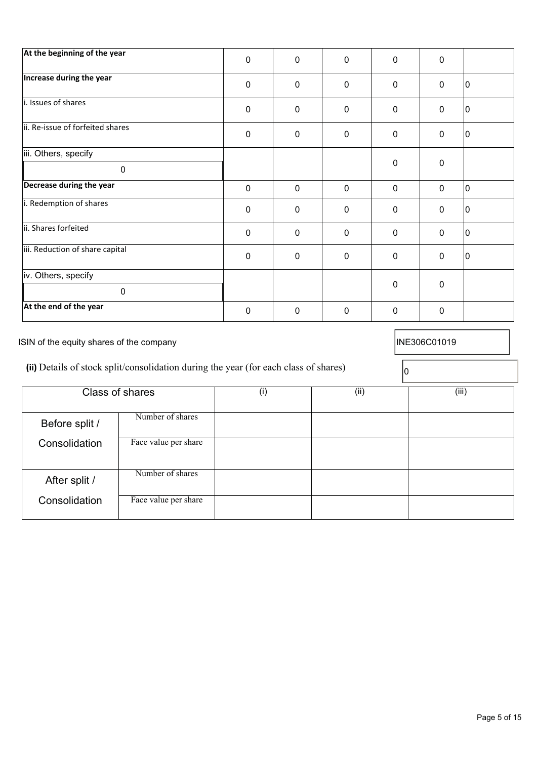| At the beginning of the year | 0 | 0 | 0 | 0 | 0 | |
|---|---|---|---|---|---|---|
| Increase during the year | 0 | 0 | 0 | 0 | 0 | 0 |
| i. Issues of shares | 0 | 0 | 0 | 0 | 0 | 0 |
| ii. Re-issue of forfeited shares | 0 | 0 | 0 | 0 | 0 | 0 |
| iii. Others, specify<br>0 | | | | 0 | 0 | |
| Decrease during the year | 0 | 0 | 0 | 0 | 0 | 0 |
| i. Redemption of shares | 0 | 0 | 0 | 0 | 0 | 0 |
| ii. Shares forfeited | 0 | 0 | 0 | 0 | 0 | 0 |
| iii. Reduction of share capital | 0 | 0 | 0 | 0 | 0 | 0 |
| iv. Others, specify<br>0 | | | | 0 | 0 | |
| At the end of the year | 0 | 0 | 0 | 0 | 0 | |

ISIN of the equity shares of the company: INE306C01019

**(ii)** Details of stock split/consolidation during the year (for each class of shares): 0

| Class of shares | | (i) | (ii) | (iii) |
|---|---|---|---|---|
| Before split / Consolidation | Number of shares | | | |
| | Face value per share | | | |
| After split / Consolidation | Number of shares | | | |
| | Face value per share | | | |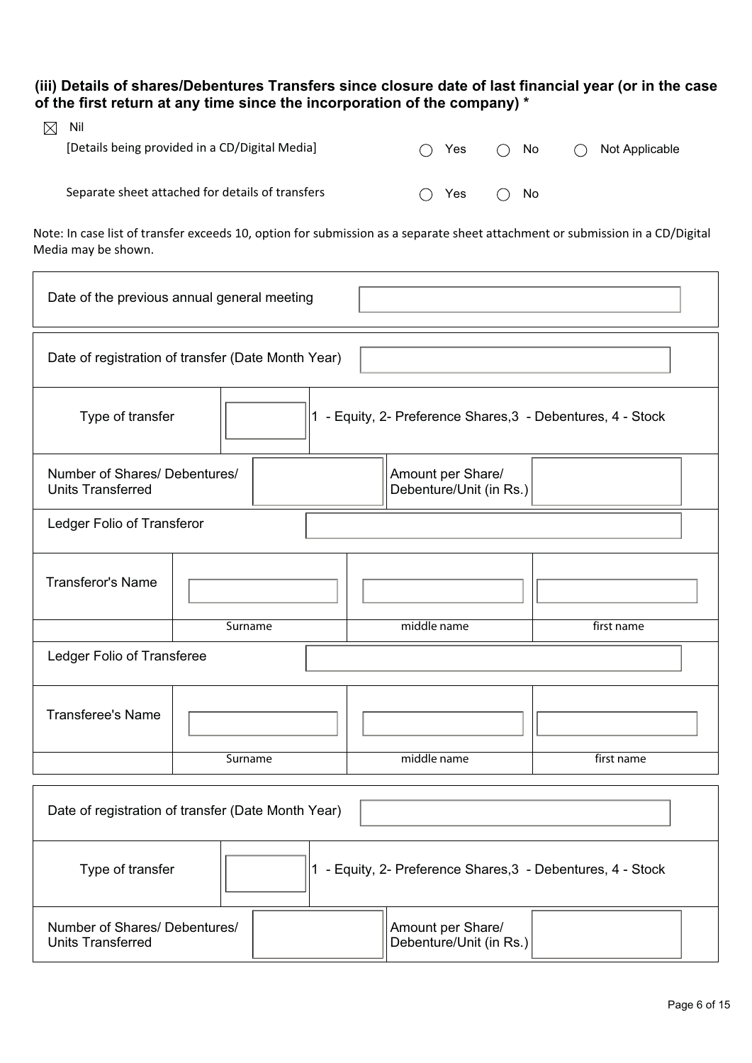**(iii) Details of shares/Debentures Transfers since closure date of last financial year (or in the case of the first return at any time since the incorporation of the company) \***

☒ Nil

[Details being provided in a CD/Digital Media] ○ Yes ○ No ○ Not Applicable

Separate sheet attached for details of transfers ○ Yes ○ No

Note: In case list of transfer exceeds 10, option for submission as a separate sheet attachment or submission in a CD/Digital Media may be shown.

| Date of the previous annual general meeting | |
|---|---|

| Date of registration of transfer (Date Month Year) | | | |
|---|---|---|---|
| Type of transfer | | 1 - Equity, 2- Preference Shares,3 - Debentures, 4 - Stock | |
| Number of Shares/ Debentures/ Units Transferred | | Amount per Share/ Debenture/Unit (in Rs.) | |
| Ledger Folio of Transferor | | | |
| Transferor's Name | | | |
| | Surname | middle name | first name |
| Ledger Folio of Transferee | | | |
| Transferee's Name | | | |
| | Surname | middle name | first name |

| Date of registration of transfer (Date Month Year) | | | |
|---|---|---|---|
| Type of transfer | | 1 - Equity, 2- Preference Shares,3 - Debentures, 4 - Stock | |
| Number of Shares/ Debentures/ Units Transferred | | Amount per Share/ Debenture/Unit (in Rs.) | |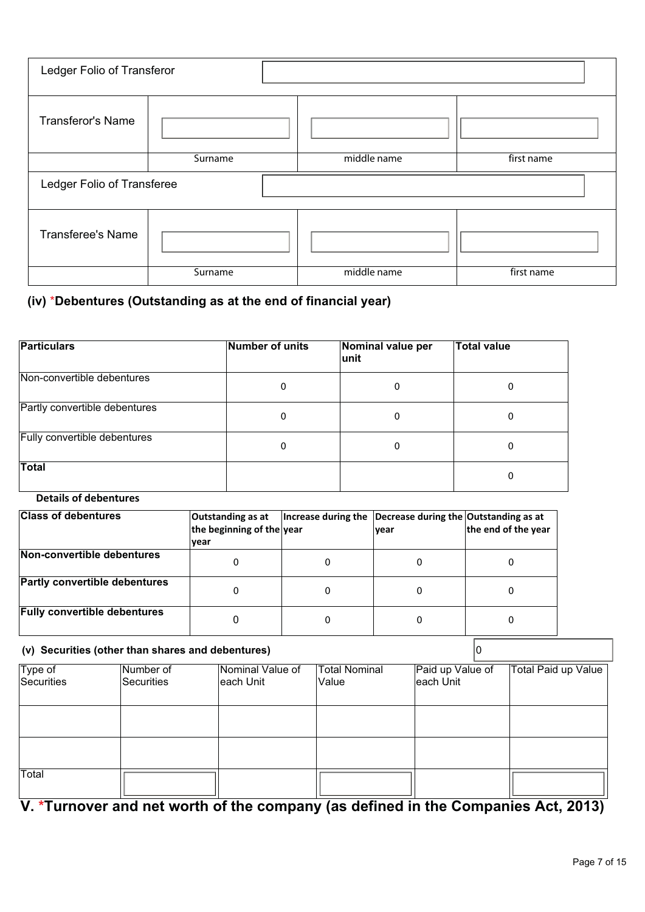| Ledger Folio of Transferor | | | |
|---|---|---|---|
| Transferor's Name | | | |
| | Surname | middle name | first name |
| Ledger Folio of Transferee | | | |
| Transferee's Name | | | |
| | Surname | middle name | first name |

## (iv) *Debentures (Outstanding as at the end of financial year)

| Particulars | Number of units | Nominal value per unit | Total value |
|---|---|---|---|
| Non-convertible debentures | 0 | 0 | 0 |
| Partly convertible debentures | 0 | 0 | 0 |
| Fully convertible debentures | 0 | 0 | 0 |
| Total | | | 0 |

**Details of debentures**

| Class of debentures | Outstanding as at the beginning of the year | Increase during the year | Decrease during the year | Outstanding as at the end of the year |
|---|---|---|---|---|
| **Non-convertible debentures** | 0 | 0 | 0 | 0 |
| **Partly convertible debentures** | 0 | 0 | 0 | 0 |
| **Fully convertible debentures** | 0 | 0 | 0 | 0 |

### (v) Securities (other than shares and debentures)

0

| Type of Securities | Number of Securities | Nominal Value of each Unit | Total Nominal Value | Paid up Value of each Unit | Total Paid up Value |
|---|---|---|---|---|---|
| | | | | | |
| | | | | | |
| Total | | | | | |

# V. *Turnover and net worth of the company (as defined in the Companies Act, 2013)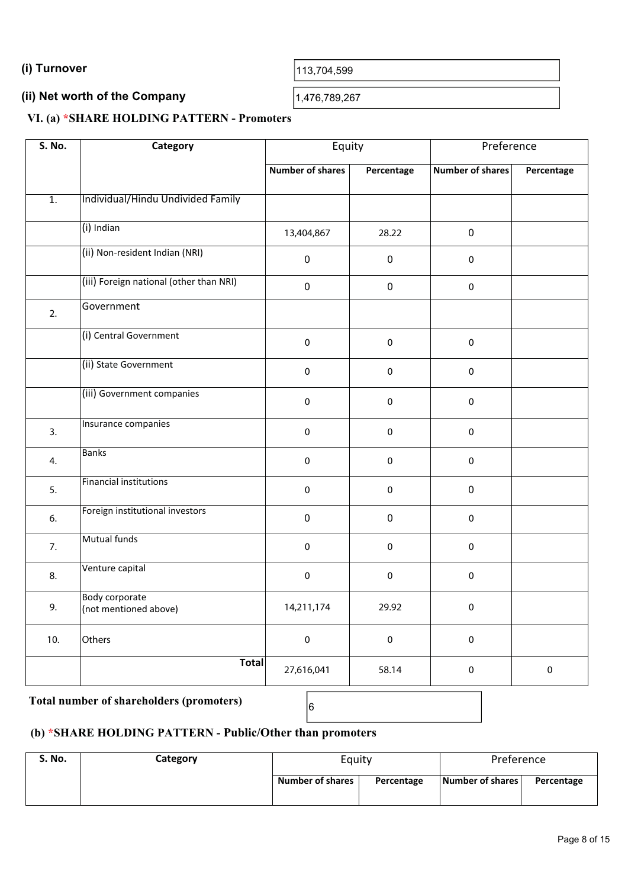**(i) Turnover** 113,704,599

**(ii) Net worth of the Company** 1,476,789,267

### VI. (a) *SHARE HOLDING PATTERN - Promoters

| S. No. | Category | Equity | | Preference | |
|---|---|---|---|---|---|
| | | Number of shares | Percentage | Number of shares | Percentage |
| 1. | Individual/Hindu Undivided Family | | | | |
| | (i) Indian | 13,404,867 | 28.22 | 0 | |
| | (ii) Non-resident Indian (NRI) | 0 | 0 | 0 | |
| | (iii) Foreign national (other than NRI) | 0 | 0 | 0 | |
| 2. | Government | | | | |
| | (i) Central Government | 0 | 0 | 0 | |
| | (ii) State Government | 0 | 0 | 0 | |
| | (iii) Government companies | 0 | 0 | 0 | |
| 3. | Insurance companies | 0 | 0 | 0 | |
| 4. | Banks | 0 | 0 | 0 | |
| 5. | Financial institutions | 0 | 0 | 0 | |
| 6. | Foreign institutional investors | 0 | 0 | 0 | |
| 7. | Mutual funds | 0 | 0 | 0 | |
| 8. | Venture capital | 0 | 0 | 0 | |
| 9. | Body corporate (not mentioned above) | 14,211,174 | 29.92 | 0 | |
| 10. | Others | 0 | 0 | 0 | |
| | **Total** | 27,616,041 | 58.14 | 0 | 0 |

**Total number of shareholders (promoters)** 6

### (b) *SHARE HOLDING PATTERN - Public/Other than promoters

| S. No. | Category | Equity | | Preference | |
|---|---|---|---|---|---|
| | | Number of shares | Percentage | Number of shares | Percentage |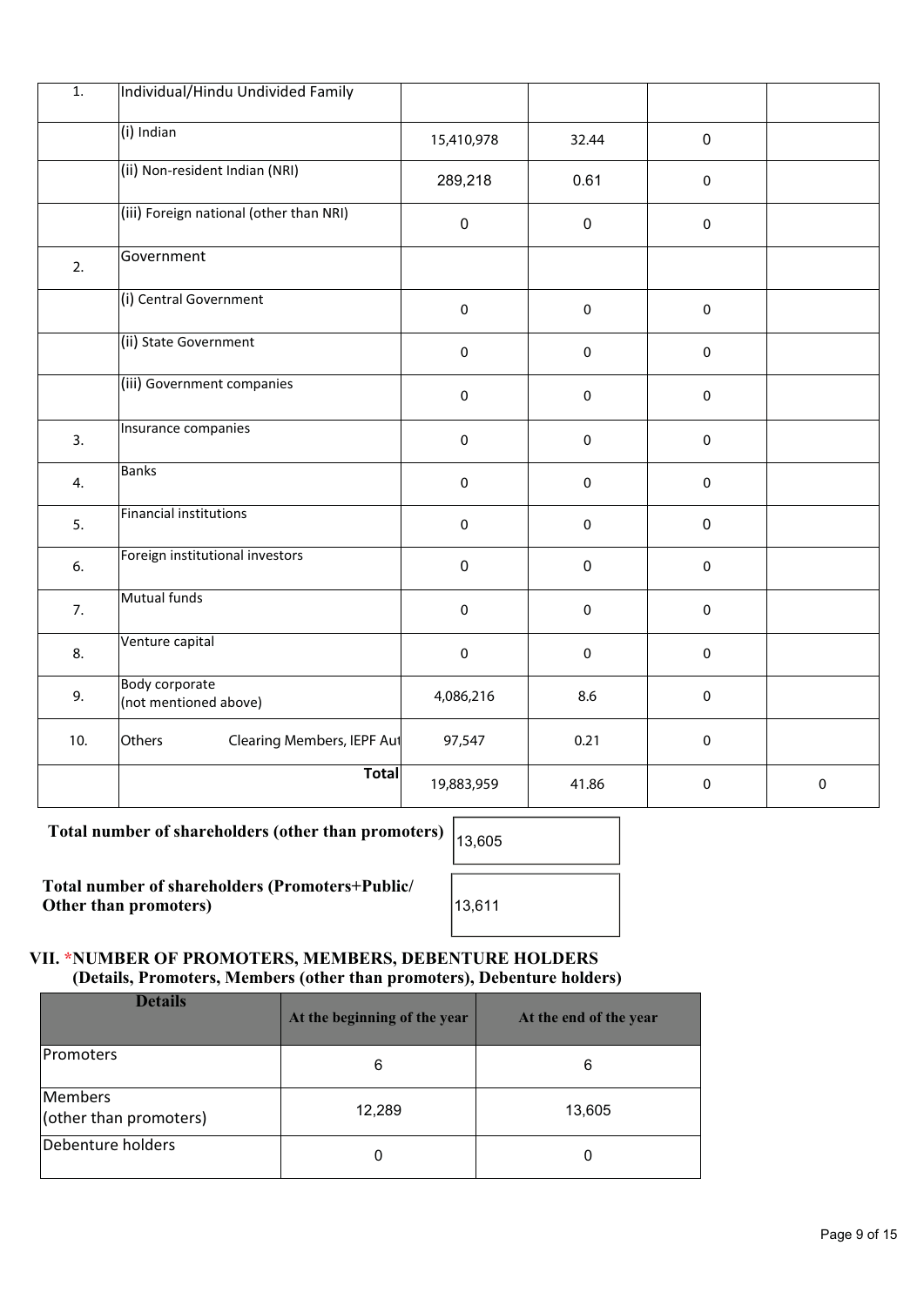| | | | | | |
|---|---|---|---|---|---|
| 1. | Individual/Hindu Undivided Family | | | | |
| | (i) Indian | 15,410,978 | 32.44 | 0 | |
| | (ii) Non-resident Indian (NRI) | 289,218 | 0.61 | 0 | |
| | (iii) Foreign national (other than NRI) | 0 | 0 | 0 | |
| 2. | Government | | | | |
| | (i) Central Government | 0 | 0 | 0 | |
| | (ii) State Government | 0 | 0 | 0 | |
| | (iii) Government companies | 0 | 0 | 0 | |
| 3. | Insurance companies | 0 | 0 | 0 | |
| 4. | Banks | 0 | 0 | 0 | |
| 5. | Financial institutions | 0 | 0 | 0 | |
| 6. | Foreign institutional investors | 0 | 0 | 0 | |
| 7. | Mutual funds | 0 | 0 | 0 | |
| 8. | Venture capital | 0 | 0 | 0 | |
| 9. | Body corporate (not mentioned above) | 4,086,216 | 8.6 | 0 | |
| 10. | Others Clearing Members, IEPF Aut | 97,547 | 0.21 | 0 | |
| | **Total** | 19,883,959 | 41.86 | 0 | 0 |

**Total number of shareholders (other than promoters)** 13,605

**Total number of shareholders (Promoters+Public/ Other than promoters)** 13,611

### VII. *NUMBER OF PROMOTERS, MEMBERS, DEBENTURE HOLDERS

**(Details, Promoters, Members (other than promoters), Debenture holders)**

| Details | At the beginning of the year | At the end of the year |
|---|---|---|
| Promoters | 6 | 6 |
| Members (other than promoters) | 12,289 | 13,605 |
| Debenture holders | 0 | 0 |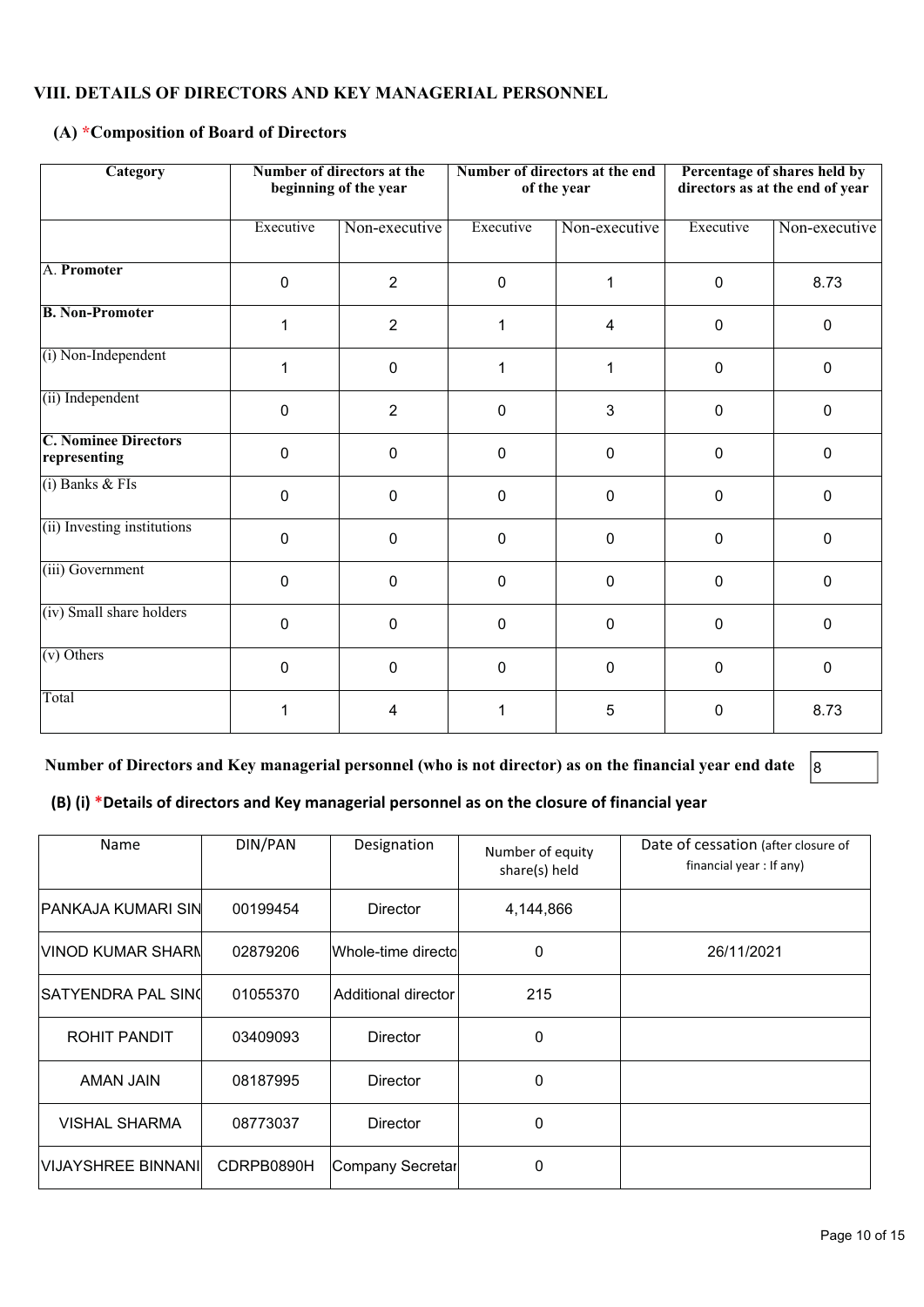## VIII. DETAILS OF DIRECTORS AND KEY MANAGERIAL PERSONNEL

### (A) *Composition of Board of Directors

| Category | Number of directors at the beginning of the year | | Number of directors at the end of the year | | Percentage of shares held by directors as at the end of year | |
|---|---|---|---|---|---|---|
| | Executive | Non-executive | Executive | Non-executive | Executive | Non-executive |
| A. **Promoter** | 0 | 2 | 0 | 1 | 0 | 8.73 |
| **B. Non-Promoter** | 1 | 2 | 1 | 4 | 0 | 0 |
| (i) Non-Independent | 1 | 0 | 1 | 1 | 0 | 0 |
| (ii) Independent | 0 | 2 | 0 | 3 | 0 | 0 |
| **C. Nominee Directors representing** | 0 | 0 | 0 | 0 | 0 | 0 |
| (i) Banks & FIs | 0 | 0 | 0 | 0 | 0 | 0 |
| (ii) Investing institutions | 0 | 0 | 0 | 0 | 0 | 0 |
| (iii) Government | 0 | 0 | 0 | 0 | 0 | 0 |
| (iv) Small share holders | 0 | 0 | 0 | 0 | 0 | 0 |
| (v) Others | 0 | 0 | 0 | 0 | 0 | 0 |
| Total | 1 | 4 | 1 | 5 | 0 | 8.73 |

**Number of Directors and Key managerial personnel (who is not director) as on the financial year end date** 8

### (B) (i) *Details of directors and Key managerial personnel as on the closure of financial year

| Name | DIN/PAN | Designation | Number of equity share(s) held | Date of cessation (after closure of financial year : If any) |
|---|---|---|---|---|
| PANKAJA KUMARI SIN | 00199454 | Director | 4,144,866 | |
| VINOD KUMAR SHARM | 02879206 | Whole-time directo | 0 | 26/11/2021 |
| SATYENDRA PAL SIN( | 01055370 | Additional director | 215 | |
| ROHIT PANDIT | 03409093 | Director | 0 | |
| AMAN JAIN | 08187995 | Director | 0 | |
| VISHAL SHARMA | 08773037 | Director | 0 | |
| VIJAYSHREE BINNANI | CDRPB0890H | Company Secretar | 0 | |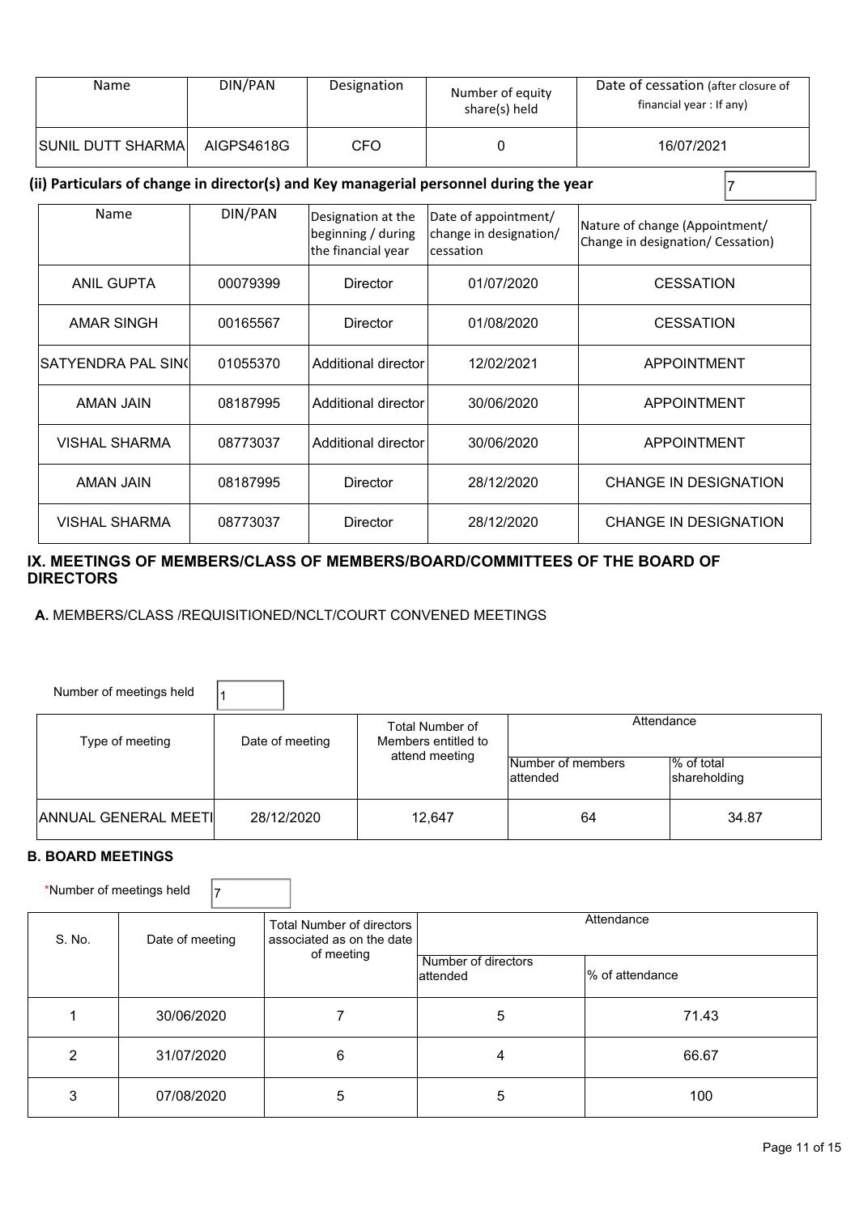| Name | DIN/PAN | Designation | Number of equity share(s) held | Date of cessation (after closure of financial year : If any) |
|---|---|---|---|---|
| SUNIL DUTT SHARMA | AIGPS4618G | CFO | 0 | 16/07/2021 |

**(ii) Particulars of change in director(s) and Key managerial personnel during the year** 7

| Name | DIN/PAN | Designation at the beginning / during the financial year | Date of appointment/ change in designation/ cessation | Nature of change (Appointment/ Change in designation/ Cessation) |
|---|---|---|---|---|
| ANIL GUPTA | 00079399 | Director | 01/07/2020 | CESSATION |
| AMAR SINGH | 00165567 | Director | 01/08/2020 | CESSATION |
| SATYENDRA PAL SIN( | 01055370 | Additional director | 12/02/2021 | APPOINTMENT |
| AMAN JAIN | 08187995 | Additional director | 30/06/2020 | APPOINTMENT |
| VISHAL SHARMA | 08773037 | Additional director | 30/06/2020 | APPOINTMENT |
| AMAN JAIN | 08187995 | Director | 28/12/2020 | CHANGE IN DESIGNATION |
| VISHAL SHARMA | 08773037 | Director | 28/12/2020 | CHANGE IN DESIGNATION |

## IX. MEETINGS OF MEMBERS/CLASS OF MEMBERS/BOARD/COMMITTEES OF THE BOARD OF DIRECTORS

**A.** MEMBERS/CLASS /REQUISITIONED/NCLT/COURT CONVENED MEETINGS

Number of meetings held 1

| Type of meeting | Date of meeting | Total Number of Members entitled to attend meeting | Attendance | |
|---|---|---|---|---|
| | | | Number of members attended | % of total shareholding |
| ANNUAL GENERAL MEETI | 28/12/2020 | 12,647 | 64 | 34.87 |

### B. BOARD MEETINGS

*Number of meetings held 7

| S. No. | Date of meeting | Total Number of directors associated as on the date of meeting | Attendance | |
|---|---|---|---|---|
| | | | Number of directors attended | % of attendance |
| 1 | 30/06/2020 | 7 | 5 | 71.43 |
| 2 | 31/07/2020 | 6 | 4 | 66.67 |
| 3 | 07/08/2020 | 5 | 5 | 100 |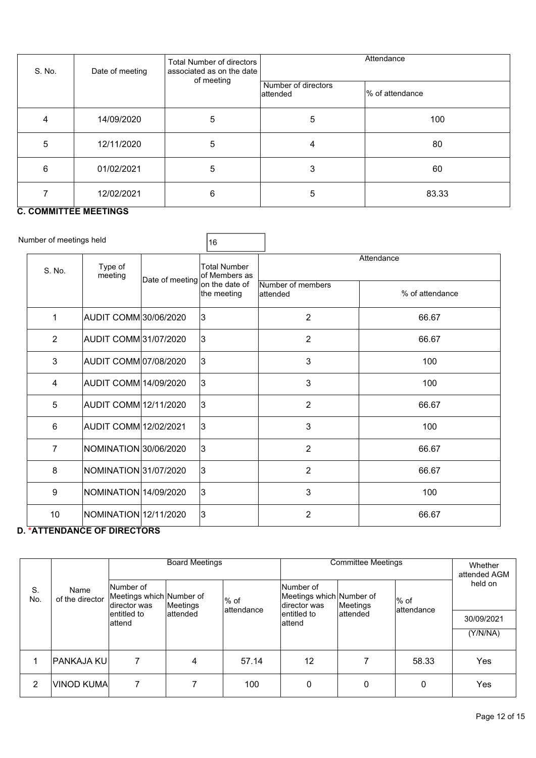| S. No. | Date of meeting | Total Number of directors associated as on the date of meeting | Attendance | |
|---|---|---|---|---|
| | | | Number of directors attended | % of attendance |
| 4 | 14/09/2020 | 5 | 5 | 100 |
| 5 | 12/11/2020 | 5 | 4 | 80 |
| 6 | 01/02/2021 | 5 | 3 | 60 |
| 7 | 12/02/2021 | 6 | 5 | 83.33 |

**C. COMMITTEE MEETINGS**

Number of meetings held: 16

| S. No. | Type of meeting | Date of meeting | Total Number of Members as on the date of the meeting | Attendance | |
|---|---|---|---|---|---|
| | | | | Number of members attended | % of attendance |
| 1 | AUDIT COMM | 30/06/2020 | 3 | 2 | 66.67 |
| 2 | AUDIT COMM | 31/07/2020 | 3 | 2 | 66.67 |
| 3 | AUDIT COMM | 07/08/2020 | 3 | 3 | 100 |
| 4 | AUDIT COMM | 14/09/2020 | 3 | 3 | 100 |
| 5 | AUDIT COMM | 12/11/2020 | 3 | 2 | 66.67 |
| 6 | AUDIT COMM | 12/02/2021 | 3 | 3 | 100 |
| 7 | NOMINATION | 30/06/2020 | 3 | 2 | 66.67 |
| 8 | NOMINATION | 31/07/2020 | 3 | 2 | 66.67 |
| 9 | NOMINATION | 14/09/2020 | 3 | 3 | 100 |
| 10 | NOMINATION | 12/11/2020 | 3 | 2 | 66.67 |

**D. *ATTENDANCE OF DIRECTORS**

| S. No. | Name of the director | Board Meetings | | | Committee Meetings | | | Whether attended AGM held on |
|---|---|---|---|---|---|---|---|---|
| | | Number of Meetings which director was entitled to attend | Number of Meetings attended | % of attendance | Number of Meetings which director was entitled to attend | Number of Meetings attended | % of attendance | 30/09/2021 (Y/N/NA) |
| 1 | PANKAJA KU | 7 | 4 | 57.14 | 12 | 7 | 58.33 | Yes |
| 2 | VINOD KUMA | 7 | 7 | 100 | 0 | 0 | 0 | Yes |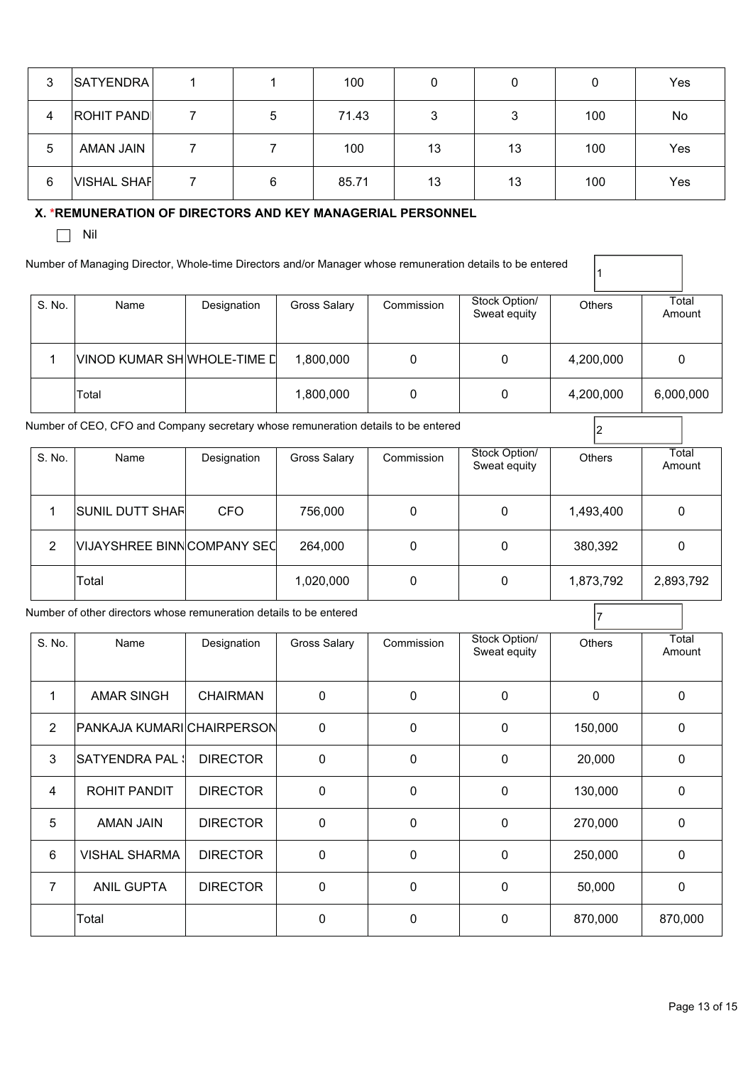| 3 | SATYENDRA | 1 | 1 | 100 | 0 | 0 | 0 | Yes |
|---|---|---|---|---|---|---|---|---|
| 4 | ROHIT PANDI | 7 | 5 | 71.43 | 3 | 3 | 100 | No |
| 5 | AMAN JAIN | 7 | 7 | 100 | 13 | 13 | 100 | Yes |
| 6 | VISHAL SHAF | 7 | 6 | 85.71 | 13 | 13 | 100 | Yes |

### X. *REMUNERATION OF DIRECTORS AND KEY MANAGERIAL PERSONNEL

☐ Nil

Number of Managing Director, Whole-time Directors and/or Manager whose remuneration details to be entered: 1

| S. No. | Name | Designation | Gross Salary | Commission | Stock Option/ Sweat equity | Others | Total Amount |
|---|---|---|---|---|---|---|---|
| 1 | VINOD KUMAR SH | WHOLE-TIME D | 1,800,000 | 0 | 0 | 4,200,000 | 0 |
| | Total | | 1,800,000 | 0 | 0 | 4,200,000 | 6,000,000 |

Number of CEO, CFO and Company secretary whose remuneration details to be entered: 2

| S. No. | Name | Designation | Gross Salary | Commission | Stock Option/ Sweat equity | Others | Total Amount |
|---|---|---|---|---|---|---|---|
| 1 | SUNIL DUTT SHAF | CFO | 756,000 | 0 | 0 | 1,493,400 | 0 |
| 2 | VIJAYSHREE BINN | COMPANY SEC | 264,000 | 0 | 0 | 380,392 | 0 |
| | Total | | 1,020,000 | 0 | 0 | 1,873,792 | 2,893,792 |

Number of other directors whose remuneration details to be entered: 7

| S. No. | Name | Designation | Gross Salary | Commission | Stock Option/ Sweat equity | Others | Total Amount |
|---|---|---|---|---|---|---|---|
| 1 | AMAR SINGH | CHAIRMAN | 0 | 0 | 0 | 0 | 0 |
| 2 | PANKAJA KUMARI | CHAIRPERSON | 0 | 0 | 0 | 150,000 | 0 |
| 3 | SATYENDRA PAL ! | DIRECTOR | 0 | 0 | 0 | 20,000 | 0 |
| 4 | ROHIT PANDIT | DIRECTOR | 0 | 0 | 0 | 130,000 | 0 |
| 5 | AMAN JAIN | DIRECTOR | 0 | 0 | 0 | 270,000 | 0 |
| 6 | VISHAL SHARMA | DIRECTOR | 0 | 0 | 0 | 250,000 | 0 |
| 7 | ANIL GUPTA | DIRECTOR | 0 | 0 | 0 | 50,000 | 0 |
| | Total | | 0 | 0 | 0 | 870,000 | 870,000 |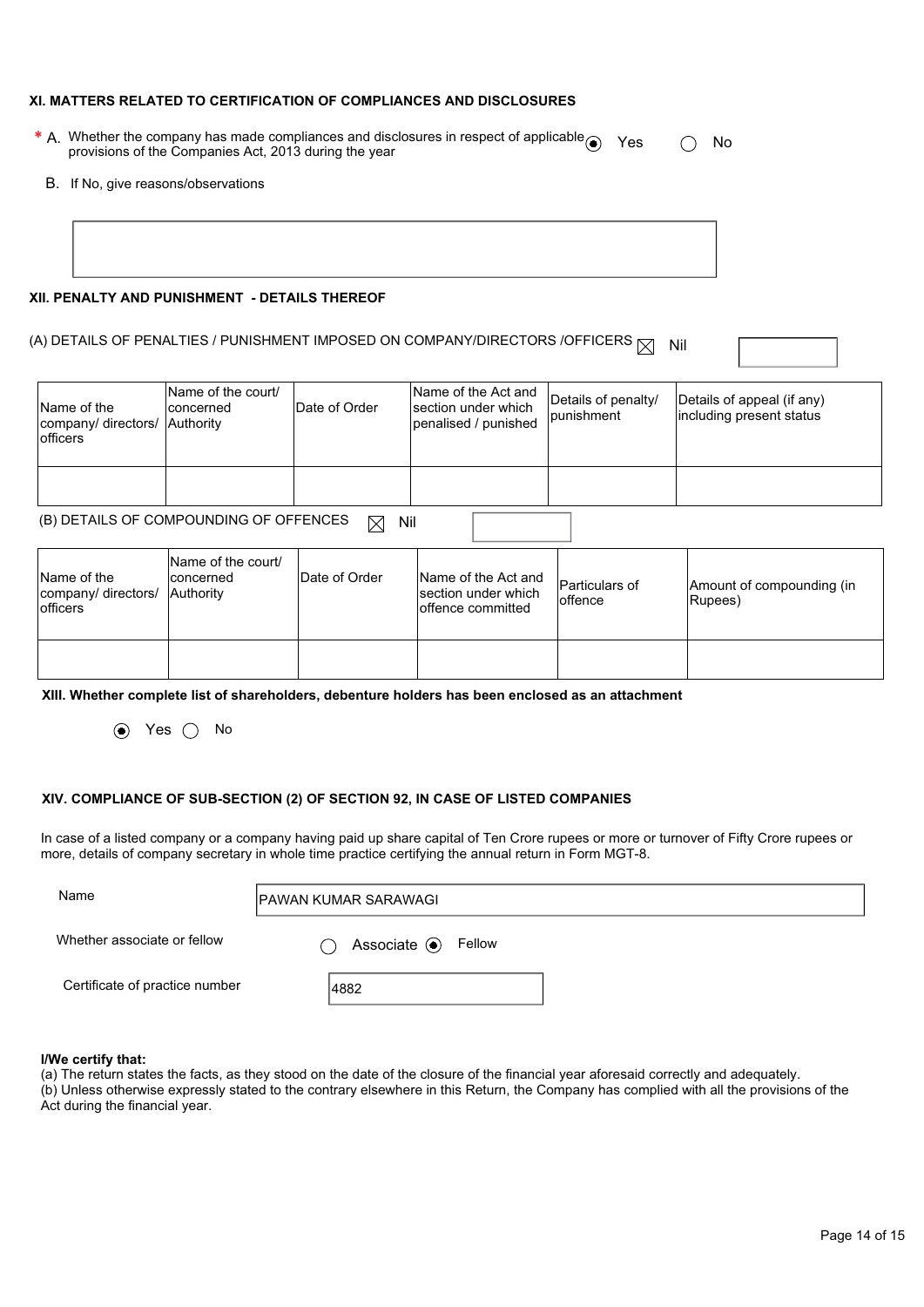### XI. MATTERS RELATED TO CERTIFICATION OF COMPLIANCES AND DISCLOSURES

\* A. Whether the company has made compliances and disclosures in respect of applicable provisions of the Companies Act, 2013 during the year ◉ Yes ○ No

B. If No, give reasons/observations

### XII. PENALTY AND PUNISHMENT - DETAILS THEREOF

(A) DETAILS OF PENALTIES / PUNISHMENT IMPOSED ON COMPANY/DIRECTORS /OFFICERS ☒ Nil

| Name of the company/ directors/ officers | Name of the court/ concerned Authority | Date of Order | Name of the Act and section under which penalised / punished | Details of penalty/ punishment | Details of appeal (if any) including present status |
|---|---|---|---|---|---|
| | | | | | |

(B) DETAILS OF COMPOUNDING OF OFFENCES ☒ Nil

| Name of the company/ directors/ officers | Name of the court/ concerned Authority | Date of Order | Name of the Act and section under which offence committed | Particulars of offence | Amount of compounding (in Rupees) |
|---|---|---|---|---|---|
| | | | | | |

### XIII. Whether complete list of shareholders, debenture holders has been enclosed as an attachment

◉ Yes ○ No

### XIV. COMPLIANCE OF SUB-SECTION (2) OF SECTION 92, IN CASE OF LISTED COMPANIES

In case of a listed company or a company having paid up share capital of Ten Crore rupees or more or turnover of Fifty Crore rupees or more, details of company secretary in whole time practice certifying the annual return in Form MGT-8.

Name: PAWAN KUMAR SARAWAGI

Whether associate or fellow: ○ Associate ◉ Fellow

Certificate of practice number: 4882

**I/We certify that:**

(a) The return states the facts, as they stood on the date of the closure of the financial year aforesaid correctly and adequately.
(b) Unless otherwise expressly stated to the contrary elsewhere in this Return, the Company has complied with all the provisions of the Act during the financial year.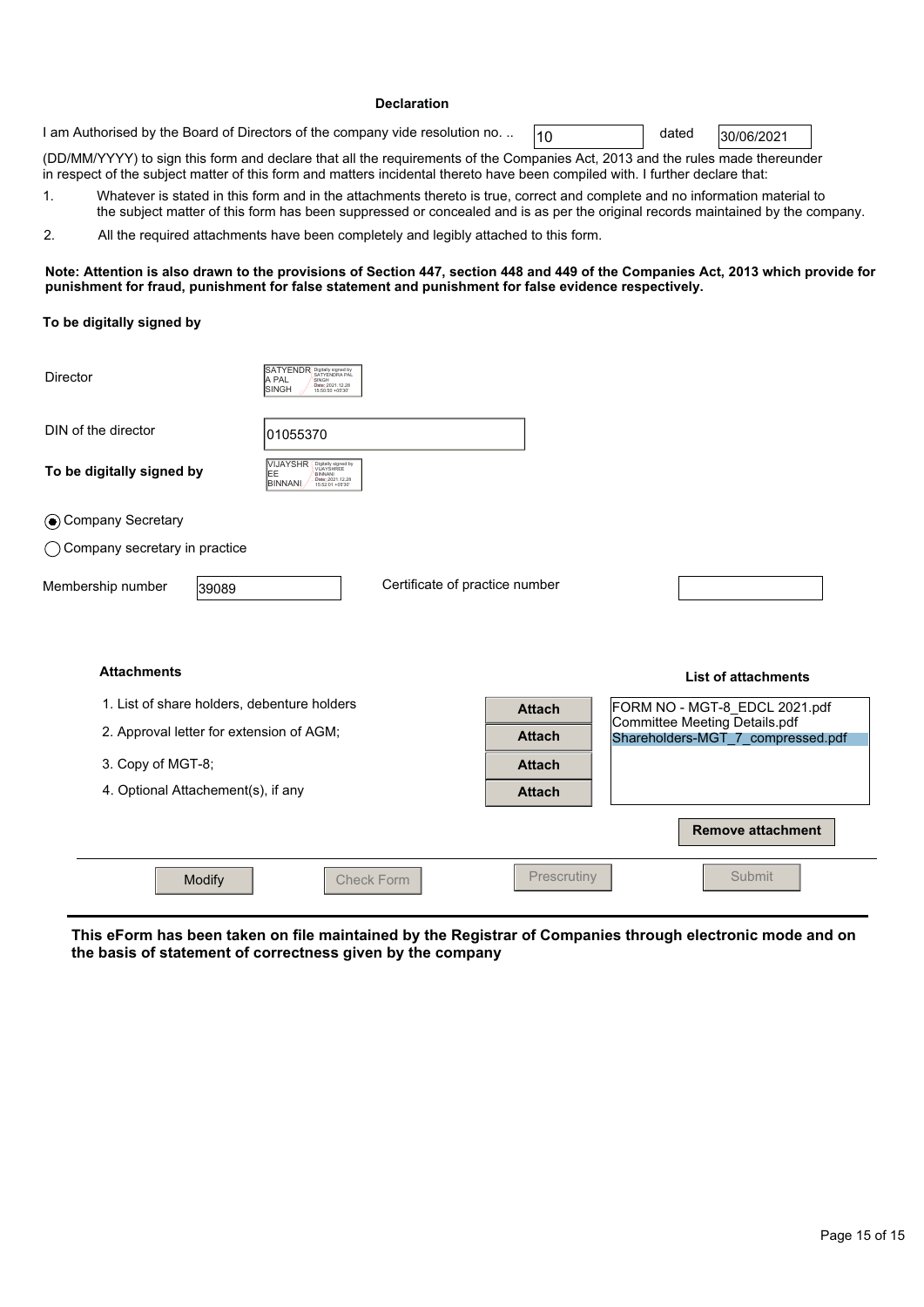## Declaration

I am Authorised by the Board of Directors of the company vide resolution no. .. 10 dated 30/06/2021

(DD/MM/YYYY) to sign this form and declare that all the requirements of the Companies Act, 2013 and the rules made thereunder in respect of the subject matter of this form and matters incidental thereto have been compiled with. I further declare that:

1. Whatever is stated in this form and in the attachments thereto is true, correct and complete and no information material to the subject matter of this form has been suppressed or concealed and is as per the original records maintained by the company.
2. All the required attachments have been completely and legibly attached to this form.

**Note: Attention is also drawn to the provisions of Section 447, section 448 and 449 of the Companies Act, 2013 which provide for punishment for fraud, punishment for false statement and punishment for false evidence respectively.**

**To be digitally signed by**

Director: SATYENDRA PAL SINGH (Digitally signed by SATYENDRA PAL SINGH Date: 2021.12.28 15:50:50 +05'30')

DIN of the director: 01055370

**To be digitally signed by**: VIJAYSHREE BINNANI (Digitally signed by VIJAYSHREE BINNANI Date: 2021.12.28 15:52:01 +05'30')

(●) Company Secretary

( ) Company secretary in practice

Membership number: 39089

Certificate of practice number:

**Attachments**

1. List of share holders, debenture holders
2. Approval letter for extension of AGM;
3. Copy of MGT-8;
4. Optional Attachement(s), if any

**List of attachments**

- FORM NO - MGT-8_EDCL 2021.pdf
- Committee Meeting Details.pdf
- Shareholders-MGT_7_compressed.pdf

**This eForm has been taken on file maintained by the Registrar of Companies through electronic mode and on the basis of statement of correctness given by the company**